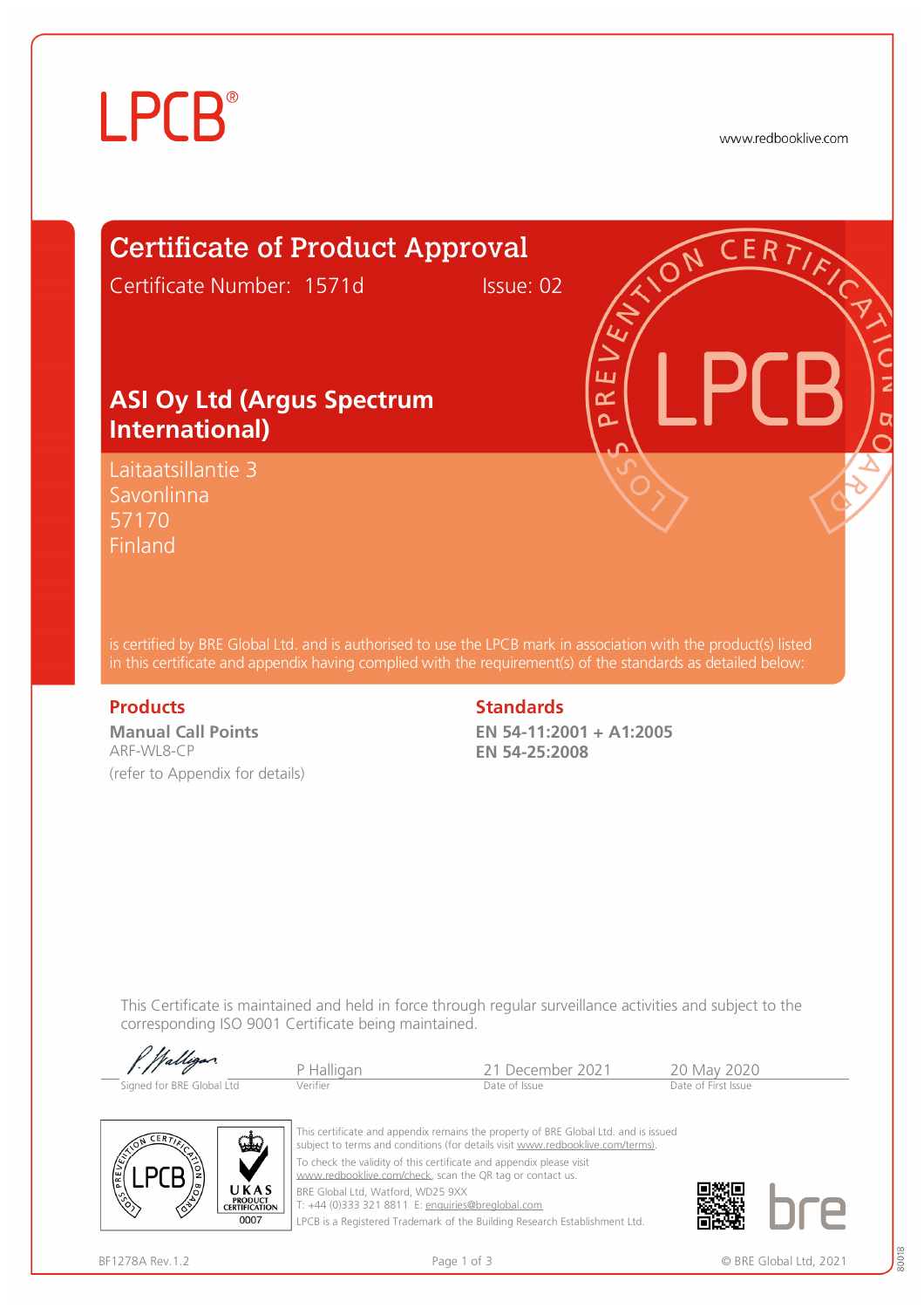LPCB®

www.redbooklive.com

# Certificate of Product Approval

Certificate Number: 1571d

Issue: 02

## ASI Oy Ltd (Argus Spectrum International)

Laitaatsillantie 3
Savonlinna
57170
Finland

is certified by BRE Global Ltd. and is authorised to use the LPCB mark in association with the product(s) listed in this certificate and appendix having complied with the requirement(s) of the standards as detailed below:

### Products

**Manual Call Points**
ARF-WL8-CP
(refer to Appendix for details)

### Standards

**EN 54-11:2001 + A1:2005**
**EN 54-25:2008**

This Certificate is maintained and held in force through regular surveillance activities and subject to the corresponding ISO 9001 Certificate being maintained.

| Signed for BRE Global Ltd | Verifier | Date of Issue | Date of First Issue |
|---|---|---|---|
| | P Halligan | 21 December 2021 | 20 May 2020 |

This certificate and appendix remains the property of BRE Global Ltd. and is issued subject to terms and conditions (for details visit www.redbooklive.com/terms).

To check the validity of this certificate and appendix please visit www.redbooklive.com/check, scan the QR tag or contact us.

BRE Global Ltd, Watford, WD25 9XX
T: +44 (0)333 321 8811 E: enquiries@breglobal.com

LPCB is a Registered Trademark of the Building Research Establishment Ltd.

UKAS PRODUCT CERTIFICATION 0007

BF1278A Rev.1.2

© BRE Global Ltd, 2021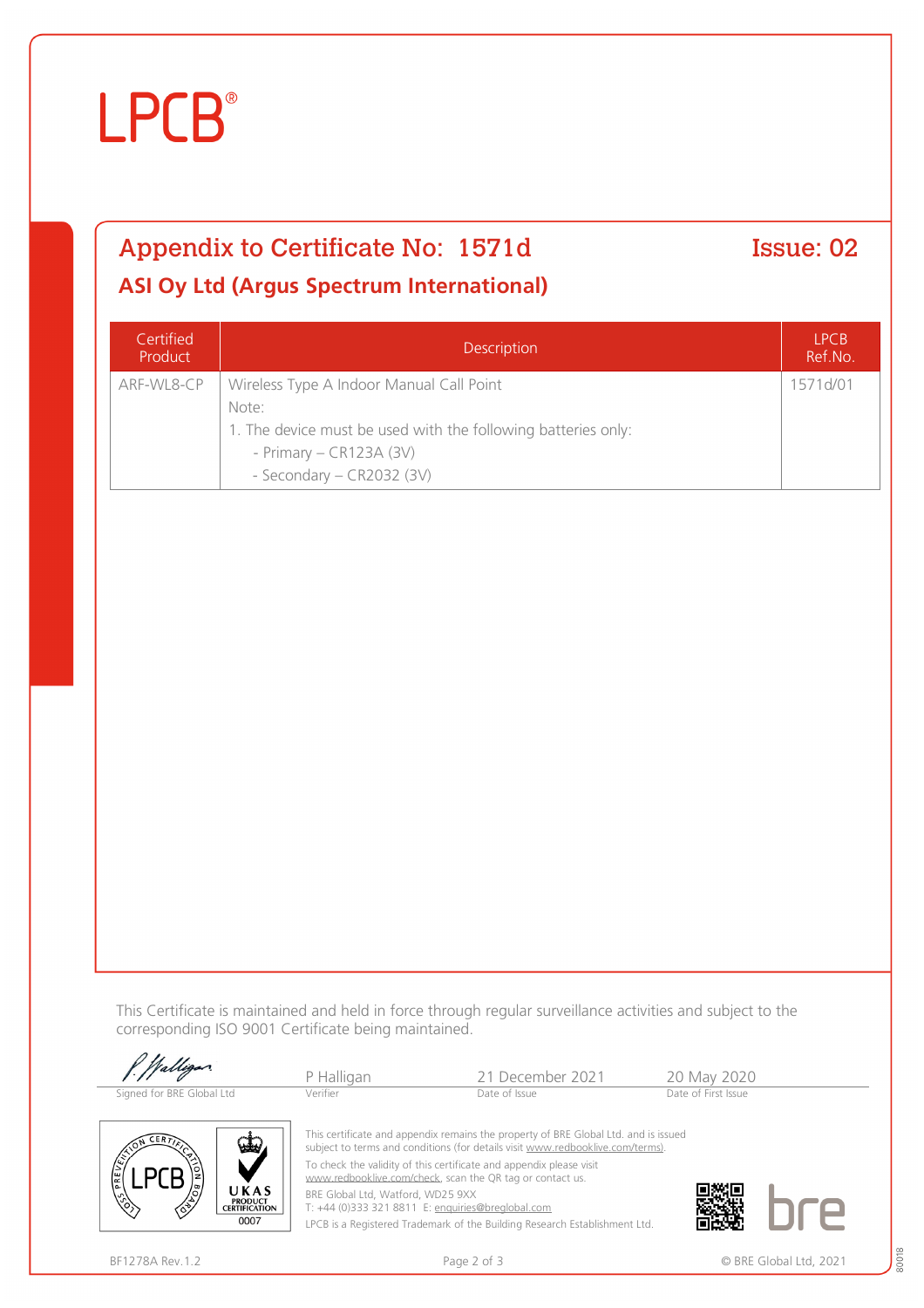# LPCB®

## Appendix to Certificate No: 1571d

**Issue: 02**

### ASI Oy Ltd (Argus Spectrum International)

| Certified Product | Description | LPCB Ref.No. |
|---|---|---|
| ARF-WL8-CP | Wireless Type A Indoor Manual Call Point<br>Note:<br>1. The device must be used with the following batteries only:<br>- Primary – CR123A (3V)<br>- Secondary – CR2032 (3V) | 1571d/01 |

This Certificate is maintained and held in force through regular surveillance activities and subject to the corresponding ISO 9001 Certificate being maintained.

| Signed for BRE Global Ltd | P Halligan<br>Verifier | 21 December 2021<br>Date of Issue | 20 May 2020<br>Date of First Issue |
|---|---|---|---|

This certificate and appendix remains the property of BRE Global Ltd. and is issued subject to terms and conditions (for details visit www.redbooklive.com/terms).

To check the validity of this certificate and appendix please visit www.redbooklive.com/check, scan the QR tag or contact us.

BRE Global Ltd, Watford, WD25 9XX
T: +44 (0)333 321 8811 E: enquiries@breglobal.com

LPCB is a Registered Trademark of the Building Research Establishment Ltd.

UKAS PRODUCT CERTIFICATION 0007

BF1278A Rev.1.2

© BRE Global Ltd, 2021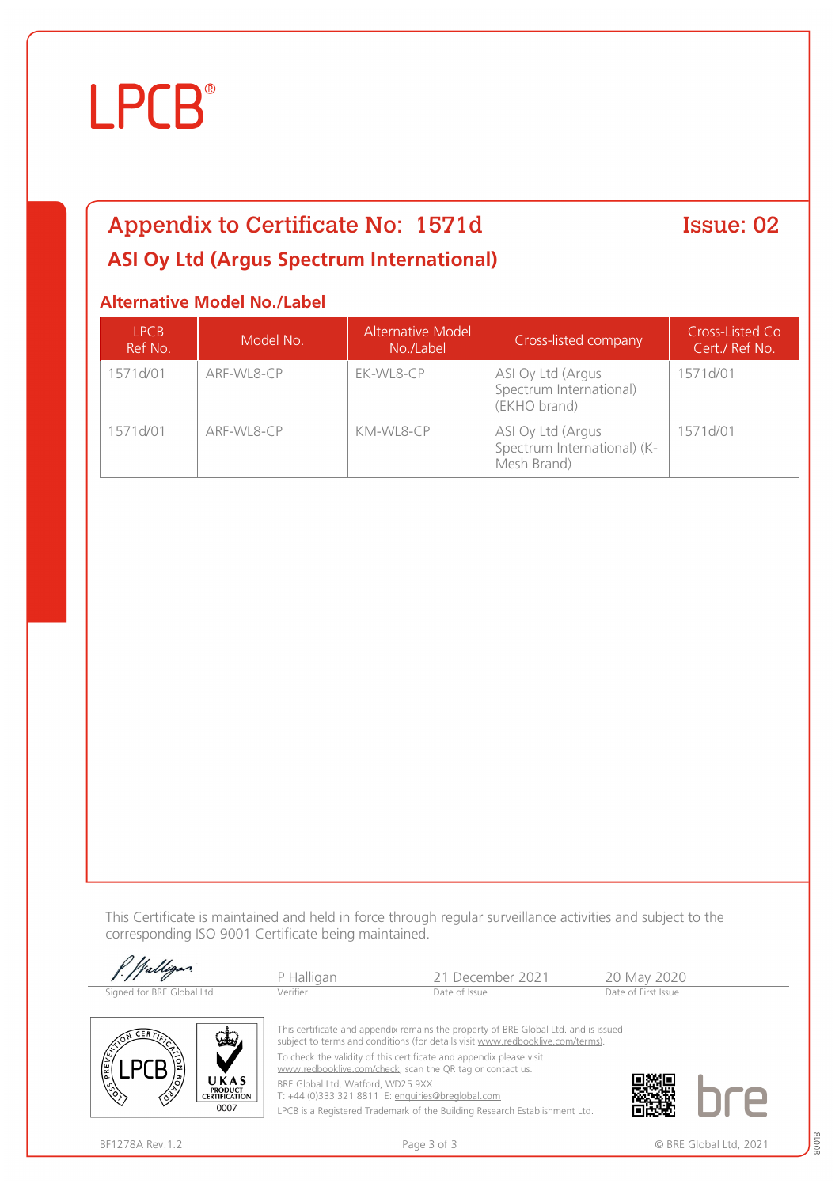LPCB®

# Appendix to Certificate No: 1571d

Issue: 02

## ASI Oy Ltd (Argus Spectrum International)

### Alternative Model No./Label

| LPCB Ref No. | Model No. | Alternative Model No./Label | Cross-listed company | Cross-Listed Co Cert./ Ref No. |
|---|---|---|---|---|
| 1571d/01 | ARF-WL8-CP | EK-WL8-CP | ASI Oy Ltd (Argus Spectrum International) (EKHO brand) | 1571d/01 |
| 1571d/01 | ARF-WL8-CP | KM-WL8-CP | ASI Oy Ltd (Argus Spectrum International) (K-Mesh Brand) | 1571d/01 |

This Certificate is maintained and held in force through regular surveillance activities and subject to the corresponding ISO 9001 Certificate being maintained.

| Signed for BRE Global Ltd | Verifier | Date of Issue | Date of First Issue |
|---|---|---|---|
| P Halligan (signature) | P Halligan | 21 December 2021 | 20 May 2020 |

This certificate and appendix remains the property of BRE Global Ltd. and is issued subject to terms and conditions (for details visit www.redbooklive.com/terms).

To check the validity of this certificate and appendix please visit www.redbooklive.com/check, scan the QR tag or contact us.

BRE Global Ltd, Watford, WD25 9XX

T: +44 (0)333 321 8811 E: enquiries@breglobal.com

LPCB is a Registered Trademark of the Building Research Establishment Ltd.

UKAS PRODUCT CERTIFICATION 0007

BF1278A Rev.1.2

© BRE Global Ltd, 2021